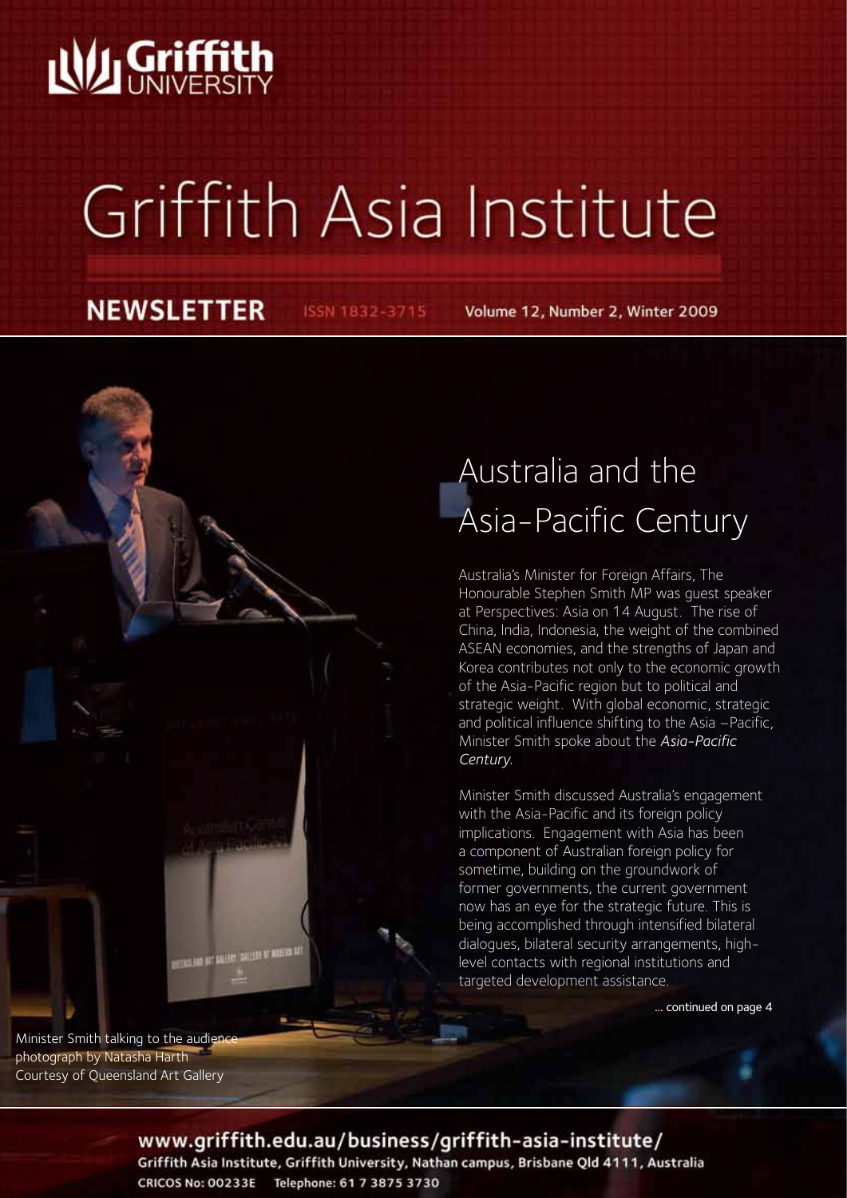Griffith UNIVERSITY

# Griffith Asia Institute

**NEWSLETTER** ISSN 1832-3715 Volume 12, Number 2, Winter 2009

## Australia and the Asia-Pacific Century

Australia's Minister for Foreign Affairs, The Honourable Stephen Smith MP was guest speaker at Perspectives: Asia on 14 August. The rise of China, India, Indonesia, the weight of the combined ASEAN economies, and the strengths of Japan and Korea contributes not only to the economic growth of the Asia-Pacific region but to political and strategic weight. With global economic, strategic and political influence shifting to the Asia –Pacific, Minister Smith spoke about the *Asia-Pacific Century*.

Minister Smith discussed Australia's engagement with the Asia-Pacific and its foreign policy implications. Engagement with Asia has been a component of Australian foreign policy for sometime, building on the groundwork of former governments, the current government now has an eye for the strategic future. This is being accomplished through intensified bilateral dialogues, bilateral security arrangements, high-level contacts with regional institutions and targeted development assistance.

... continued on page 4

Minister Smith talking to the audience photograph by Natasha Harth Courtesy of Queensland Art Gallery

**www.griffith.edu.au/business/griffith-asia-institute/**
Griffith Asia Institute, Griffith University, Nathan campus, Brisbane Qld 4111, Australia
CRICOS No: 00233E Telephone: 61 7 3875 3730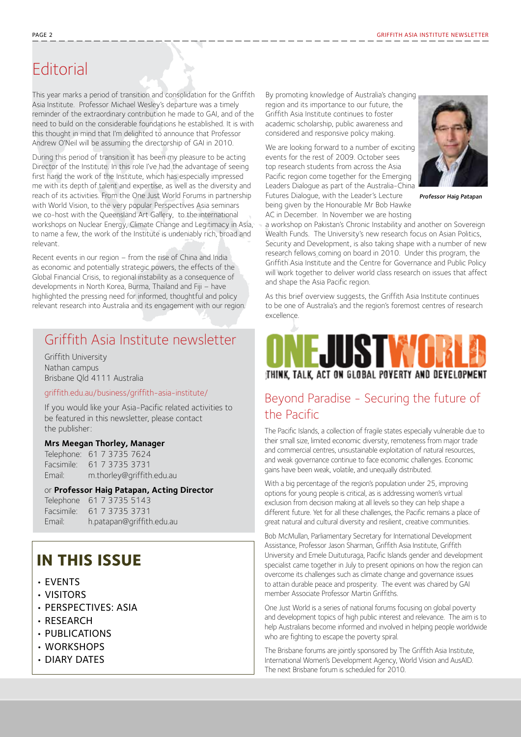# Editorial

This year marks a period of transition and consolidation for the Griffith Asia Institute. Professor Michael Wesley's departure was a timely reminder of the extraordinary contribution he made to GAI, and of the need to build on the considerable foundations he established. It is with this thought in mind that I'm delighted to announce that Professor Andrew O'Neil will be assuming the directorship of GAI in 2010.

During this period of transition it has been my pleasure to be acting Director of the Institute. In this role I've had the advantage of seeing first hand the work of the Institute, which has especially impressed me with its depth of talent and expertise, as well as the diversity and reach of its activities. From the One Just World Forums in partnership with World Vision, to the very popular Perspectives Asia seminars we co-host with the Queensland Art Gallery, to the international workshops on Nuclear Energy, Climate Change and Legitimacy in Asia, to name a few, the work of the Institute is undeniably rich, broad and relevant.

Recent events in our region – from the rise of China and India as economic and potentially strategic powers, the effects of the Global Financial Crisis, to regional instability as a consequence of developments in North Korea, Burma, Thailand and Fiji – have highlighted the pressing need for informed, thoughtful and policy relevant research into Australia and its engagement with our region.

By promoting knowledge of Australia's changing region and its importance to our future, the Griffith Asia Institute continues to foster academic scholarship, public awareness and considered and responsive policy making.

We are looking forward to a number of exciting events for the rest of 2009. October sees top research students from across the Asia Pacific region come together for the Emerging Leaders Dialogue as part of the Australia-China Futures Dialogue, with the Leader's Lecture being given by the Honourable Mr Bob Hawke AC in December. In November we are hosting a workshop on Pakistan's Chronic Instability and another on Sovereign Wealth Funds. The University's new research focus on Asian Politics, Security and Development, is also taking shape with a number of new research fellows coming on board in 2010. Under this program, the Griffith Asia Institute and the Centre for Governance and Public Policy will work together to deliver world class research on issues that affect and shape the Asia Pacific region.

*Professor Haig Patapan*

As this brief overview suggests, the Griffith Asia Institute continues to be one of Australia's and the region's foremost centres of research excellence.

## Griffith Asia Institute newsletter

Griffith University
Nathan campus
Brisbane Qld 4111 Australia

griffith.edu.au/business/griffith-asia-institute/

If you would like your Asia-Pacific related activities to be featured in this newsletter, please contact the publisher:

**Mrs Meegan Thorley, Manager**
Telephone: 61 7 3735 7624
Facsimile: 61 7 3735 3731
Email: m.thorley@griffith.edu.au

or **Professor Haig Patapan, Acting Director**
Telephone 61 7 3735 5143
Facsimile: 61 7 3735 3731
Email: h.patapan@griffith.edu.au

## IN THIS ISSUE

- EVENTS
- VISITORS
- PERSPECTIVES: ASIA
- RESEARCH
- PUBLICATIONS
- WORKSHOPS
- DIARY DATES

ONE JUST WORLD
THINK, TALK, ACT ON GLOBAL POVERTY AND DEVELOPMENT

## Beyond Paradise - Securing the future of the Pacific

The Pacific Islands, a collection of fragile states especially vulnerable due to their small size, limited economic diversity, remoteness from major trade and commercial centres, unsustainable exploitation of natural resources, and weak governance continue to face economic challenges. Economic gains have been weak, volatile, and unequally distributed.

With a big percentage of the region's population under 25, improving options for young people is critical, as is addressing women's virtual exclusion from decision making at all levels so they can help shape a different future. Yet for all these challenges, the Pacific remains a place of great natural and cultural diversity and resilient, creative communities.

Bob McMullan, Parliamentary Secretary for International Development Assistance, Professor Jason Sharman, Griffith Asia Institute, Griffith University and Emele Duituturaga, Pacific Islands gender and development specialist came together in July to present opinions on how the region can overcome its challenges such as climate change and governance issues to attain durable peace and prosperity. The event was chaired by GAI member Associate Professor Martin Griffiths.

One Just World is a series of national forums focusing on global poverty and development topics of high public interest and relevance. The aim is to help Australians become informed and involved in helping people worldwide who are fighting to escape the poverty spiral.

The Brisbane forums are jointly sponsored by The Griffith Asia Institute, International Women's Development Agency, World Vision and AusAID. The next Brisbane forum is scheduled for 2010.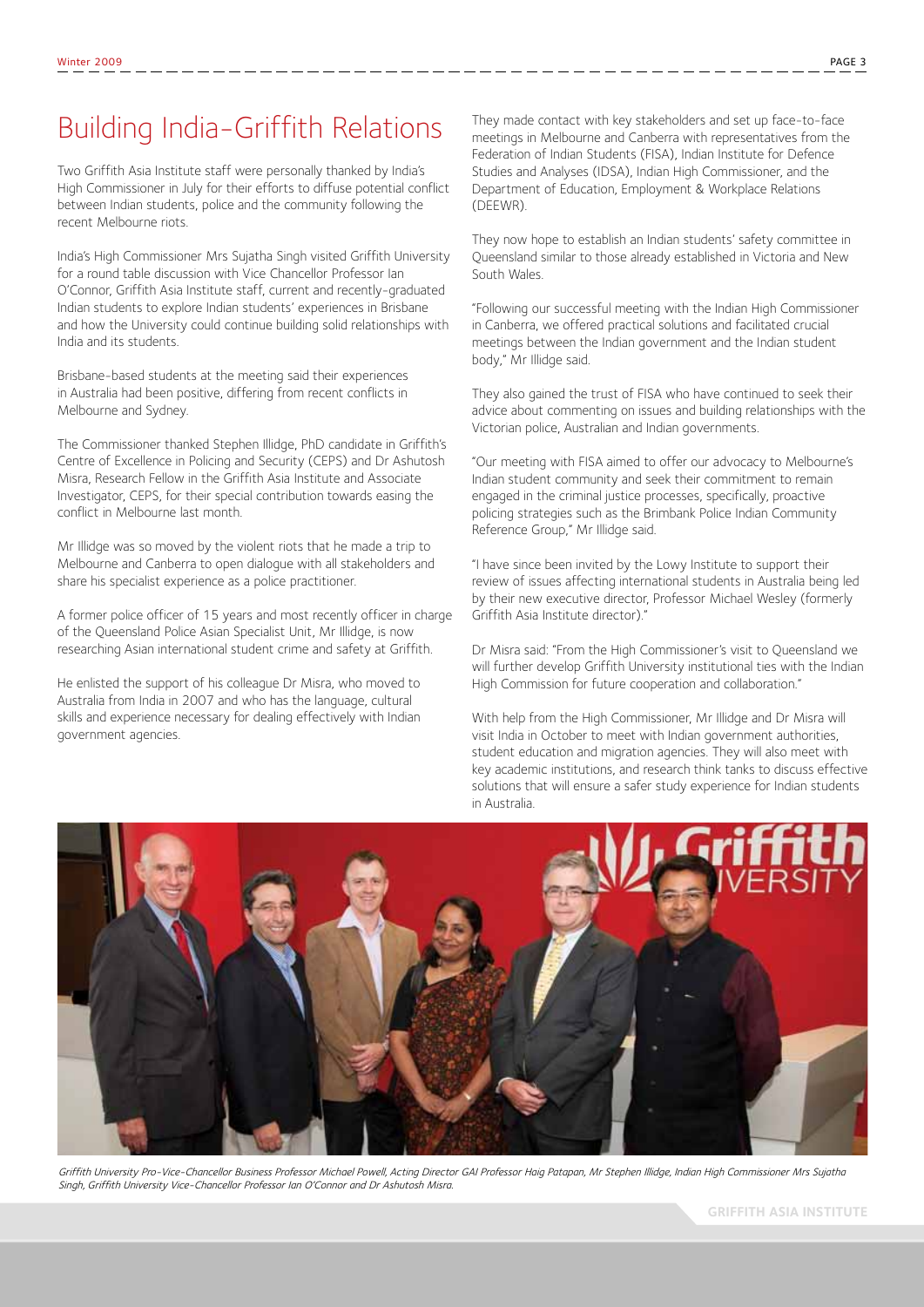# Building India-Griffith Relations

Two Griffith Asia Institute staff were personally thanked by India's High Commissioner in July for their efforts to diffuse potential conflict between Indian students, police and the community following the recent Melbourne riots.

India's High Commissioner Mrs Sujatha Singh visited Griffith University for a round table discussion with Vice Chancellor Professor Ian O'Connor, Griffith Asia Institute staff, current and recently-graduated Indian students to explore Indian students' experiences in Brisbane and how the University could continue building solid relationships with India and its students.

Brisbane-based students at the meeting said their experiences in Australia had been positive, differing from recent conflicts in Melbourne and Sydney.

The Commissioner thanked Stephen Illidge, PhD candidate in Griffith's Centre of Excellence in Policing and Security (CEPS) and Dr Ashutosh Misra, Research Fellow in the Griffith Asia Institute and Associate Investigator, CEPS, for their special contribution towards easing the conflict in Melbourne last month.

Mr Illidge was so moved by the violent riots that he made a trip to Melbourne and Canberra to open dialogue with all stakeholders and share his specialist experience as a police practitioner.

A former police officer of 15 years and most recently officer in charge of the Queensland Police Asian Specialist Unit, Mr Illidge, is now researching Asian international student crime and safety at Griffith.

He enlisted the support of his colleague Dr Misra, who moved to Australia from India in 2007 and who has the language, cultural skills and experience necessary for dealing effectively with Indian government agencies.

They made contact with key stakeholders and set up face-to-face meetings in Melbourne and Canberra with representatives from the Federation of Indian Students (FISA), Indian Institute for Defence Studies and Analyses (IDSA), Indian High Commissioner, and the Department of Education, Employment & Workplace Relations (DEEWR).

They now hope to establish an Indian students' safety committee in Queensland similar to those already established in Victoria and New South Wales.

"Following our successful meeting with the Indian High Commissioner in Canberra, we offered practical solutions and facilitated crucial meetings between the Indian government and the Indian student body," Mr Illidge said.

They also gained the trust of FISA who have continued to seek their advice about commenting on issues and building relationships with the Victorian police, Australian and Indian governments.

"Our meeting with FISA aimed to offer our advocacy to Melbourne's Indian student community and seek their commitment to remain engaged in the criminal justice processes, specifically, proactive policing strategies such as the Brimbank Police Indian Community Reference Group," Mr Illidge said.

"I have since been invited by the Lowy Institute to support their review of issues affecting international students in Australia being led by their new executive director, Professor Michael Wesley (formerly Griffith Asia Institute director)."

Dr Misra said: "From the High Commissioner's visit to Queensland we will further develop Griffith University institutional ties with the Indian High Commission for future cooperation and collaboration."

With help from the High Commissioner, Mr Illidge and Dr Misra will visit India in October to meet with Indian government authorities, student education and migration agencies. They will also meet with key academic institutions, and research think tanks to discuss effective solutions that will ensure a safer study experience for Indian students in Australia.

*Griffith University Pro-Vice-Chancellor Business Professor Michael Powell, Acting Director GAI Professor Haig Patapan, Mr Stephen Illidge, Indian High Commissioner Mrs Sujatha Singh, Griffith University Vice-Chancellor Professor Ian O'Connor and Dr Ashutosh Misra.*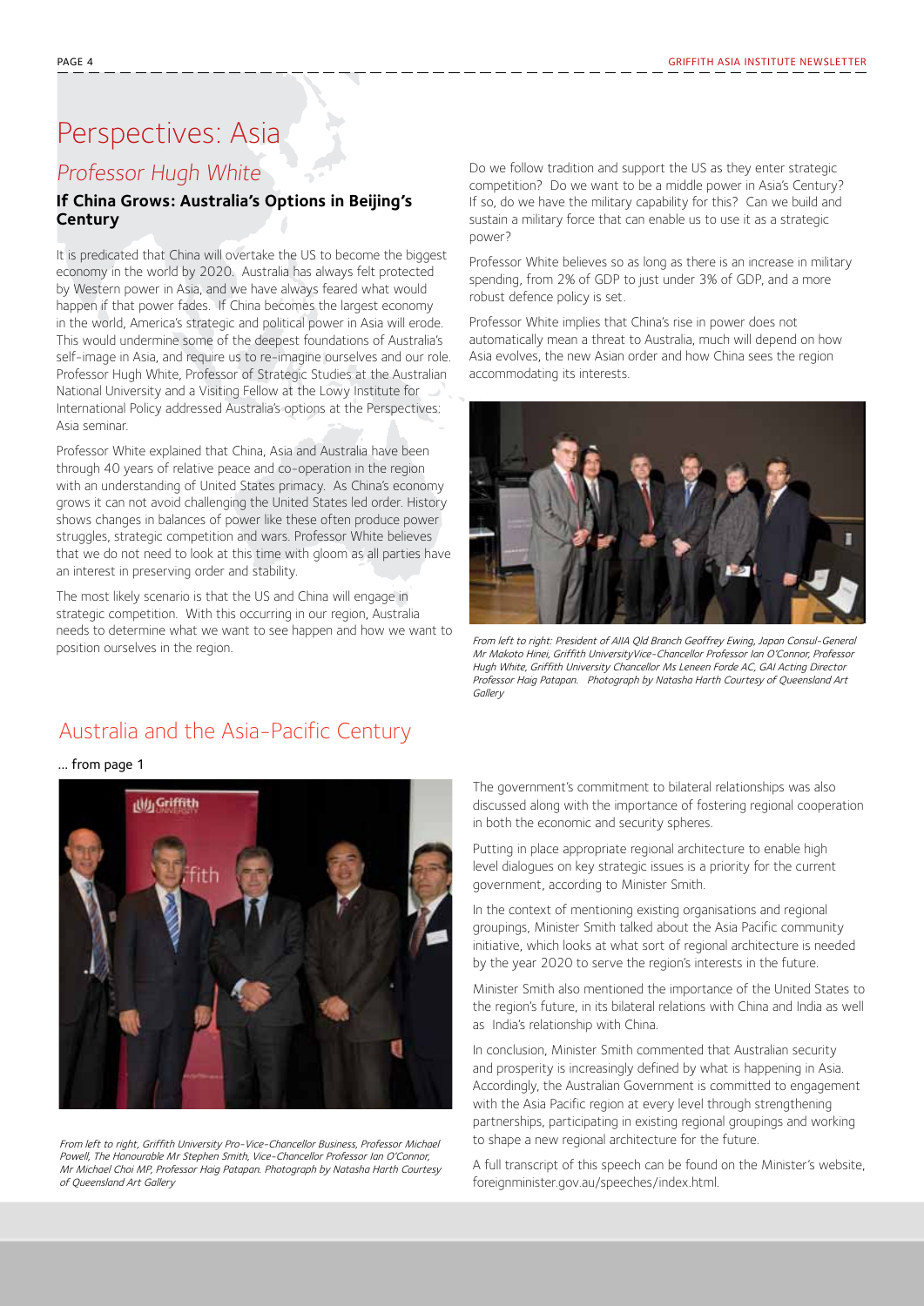# Perspectives: Asia

## *Professor Hugh White*

### If China Grows: Australia's Options in Beijing's Century

It is predicated that China will overtake the US to become the biggest economy in the world by 2020. Australia has always felt protected by Western power in Asia, and we have always feared what would happen if that power fades. If China becomes the largest economy in the world, America's strategic and political power in Asia will erode. This would undermine some of the deepest foundations of Australia's self-image in Asia, and require us to re-imagine ourselves and our role. Professor Hugh White, Professor of Strategic Studies at the Australian National University and a Visiting Fellow at the Lowy Institute for International Policy addressed Australia's options at the Perspectives: Asia seminar.

Professor White explained that China, Asia and Australia have been through 40 years of relative peace and co-operation in the region with an understanding of United States primacy. As China's economy grows it can not avoid challenging the United States led order. History shows changes in balances of power like these often produce power struggles, strategic competition and wars. Professor White believes that we do not need to look at this time with gloom as all parties have an interest in preserving order and stability.

The most likely scenario is that the US and China will engage in strategic competition. With this occurring in our region, Australia needs to determine what we want to see happen and how we want to position ourselves in the region.

Do we follow tradition and support the US as they enter strategic competition? Do we want to be a middle power in Asia's Century? If so, do we have the military capability for this? Can we build and sustain a military force that can enable us to use it as a strategic power?

Professor White believes so as long as there is an increase in military spending, from 2% of GDP to just under 3% of GDP, and a more robust defence policy is set.

Professor White implies that China's rise in power does not automatically mean a threat to Australia, much will depend on how Asia evolves, the new Asian order and how China sees the region accommodating its interests.

*From left to right: President of AIIA Qld Branch Geoffrey Ewing, Japan Consul-General Mr Makoto Hinei, Griffith UniversityVice-Chancellor Professor Ian O'Connor, Professor Hugh White, Griffith University Chancellor Ms Leneen Forde AC, GAI Acting Director Professor Haig Patapan. Photograph by Natasha Harth Courtesy of Queensland Art Gallery*

# Australia and the Asia-Pacific Century

... from page 1

*From left to right, Griffith University Pro-Vice-Chancellor Business, Professor Michael Powell, The Honourable Mr Stephen Smith, Vice-Chancellor Professor Ian O'Connor, Mr Michael Choi MP, Professor Haig Patapan. Photograph by Natasha Harth Courtesy of Queensland Art Gallery*

The government's commitment to bilateral relationships was also discussed along with the importance of fostering regional cooperation in both the economic and security spheres.

Putting in place appropriate regional architecture to enable high level dialogues on key strategic issues is a priority for the current government, according to Minister Smith.

In the context of mentioning existing organisations and regional groupings, Minister Smith talked about the Asia Pacific community initiative, which looks at what sort of regional architecture is needed by the year 2020 to serve the region's interests in the future.

Minister Smith also mentioned the importance of the United States to the region's future, in its bilateral relations with China and India as well as India's relationship with China.

In conclusion, Minister Smith commented that Australian security and prosperity is increasingly defined by what is happening in Asia. Accordingly, the Australian Government is committed to engagement with the Asia Pacific region at every level through strengthening partnerships, participating in existing regional groupings and working to shape a new regional architecture for the future.

A full transcript of this speech can be found on the Minister's website, foreignminister.gov.au/speeches/index.html.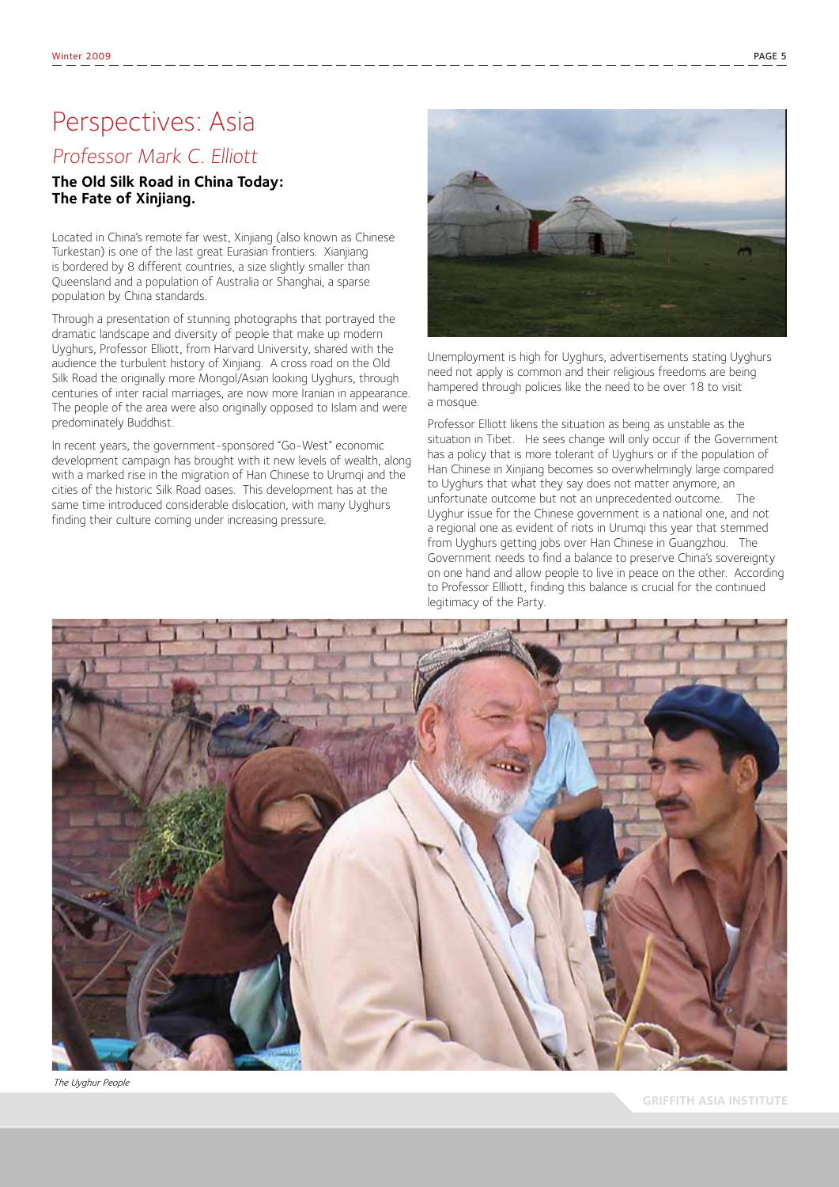# Perspectives: Asia

## *Professor Mark C. Elliott*

**The Old Silk Road in China Today: The Fate of Xinjiang.**

Located in China's remote far west, Xinjiang (also known as Chinese Turkestan) is one of the last great Eurasian frontiers. Xianjiang is bordered by 8 different countries, a size slightly smaller than Queensland and a population of Australia or Shanghai, a sparse population by China standards.

Through a presentation of stunning photographs that portrayed the dramatic landscape and diversity of people that make up modern Uyghurs, Professor Elliott, from Harvard University, shared with the audience the turbulent history of Xinjiang. A cross road on the Old Silk Road the originally more Mongol/Asian looking Uyghurs, through centuries of inter racial marriages, are now more Iranian in appearance. The people of the area were also originally opposed to Islam and were predominately Buddhist.

In recent years, the government-sponsored "Go-West" economic development campaign has brought with it new levels of wealth, along with a marked rise in the migration of Han Chinese to Urumqi and the cities of the historic Silk Road oases. This development has at the same time introduced considerable dislocation, with many Uyghurs finding their culture coming under increasing pressure.

Unemployment is high for Uyghurs, advertisements stating Uyghurs need not apply is common and their religious freedoms are being hampered through policies like the need to be over 18 to visit a mosque.

Professor Elliott likens the situation as being as unstable as the situation in Tibet. He sees change will only occur if the Government has a policy that is more tolerant of Uyghurs or if the population of Han Chinese in Xinjiang becomes so overwhelmingly large compared to Uyghurs that what they say does not matter anymore, an unfortunate outcome but not an unprecedented outcome. The Uyghur issue for the Chinese government is a national one, and not a regional one as evident of riots in Urumqi this year that stemmed from Uyghurs getting jobs over Han Chinese in Guangzhou. The Government needs to find a balance to preserve China's sovereignty on one hand and allow people to live in peace on the other. According to Professor Ellliott, finding this balance is crucial for the continued legitimacy of the Party.

*The Uyghur People*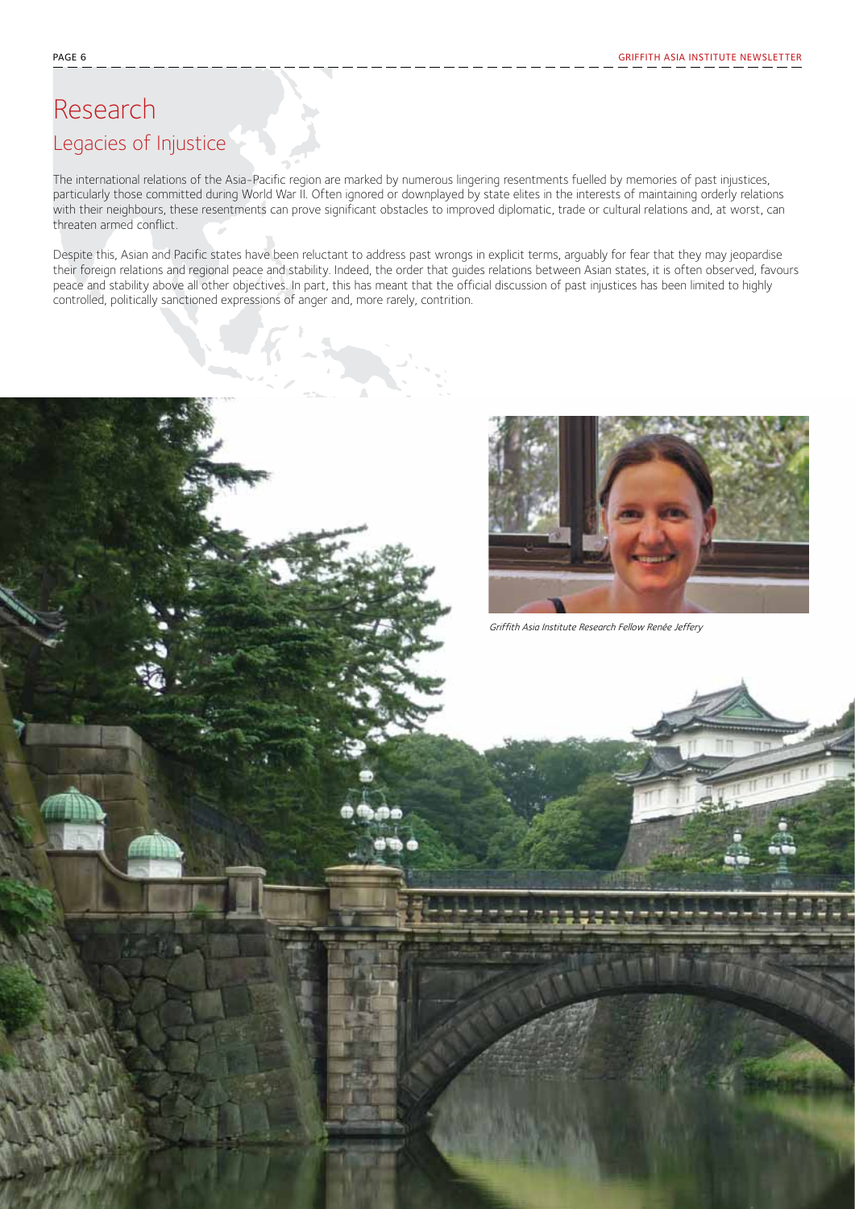# Research

## Legacies of Injustice

The international relations of the Asia-Pacific region are marked by numerous lingering resentments fuelled by memories of past injustices, particularly those committed during World War II. Often ignored or downplayed by state elites in the interests of maintaining orderly relations with their neighbours, these resentments can prove significant obstacles to improved diplomatic, trade or cultural relations and, at worst, can threaten armed conflict.

Despite this, Asian and Pacific states have been reluctant to address past wrongs in explicit terms, arguably for fear that they may jeopardise their foreign relations and regional peace and stability. Indeed, the order that guides relations between Asian states, it is often observed, favours peace and stability above all other objectives. In part, this has meant that the official discussion of past injustices has been limited to highly controlled, politically sanctioned expressions of anger and, more rarely, contrition.

*Griffith Asia Institute Research Fellow Renée Jeffery*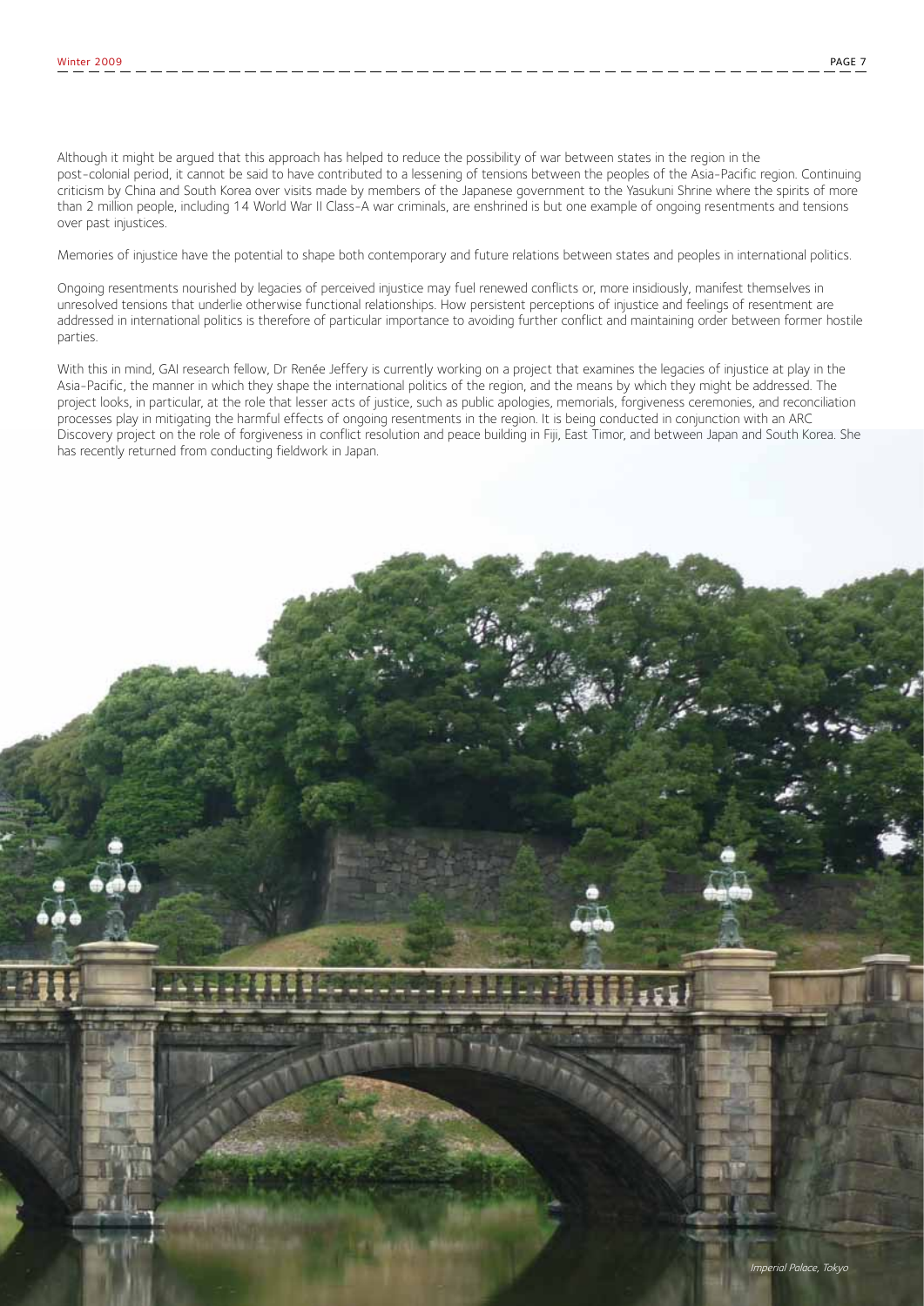Although it might be argued that this approach has helped to reduce the possibility of war between states in the region in the post-colonial period, it cannot be said to have contributed to a lessening of tensions between the peoples of the Asia-Pacific region. Continuing criticism by China and South Korea over visits made by members of the Japanese government to the Yasukuni Shrine where the spirits of more than 2 million people, including 14 World War II Class-A war criminals, are enshrined is but one example of ongoing resentments and tensions over past injustices.

Memories of injustice have the potential to shape both contemporary and future relations between states and peoples in international politics.

Ongoing resentments nourished by legacies of perceived injustice may fuel renewed conflicts or, more insidiously, manifest themselves in unresolved tensions that underlie otherwise functional relationships. How persistent perceptions of injustice and feelings of resentment are addressed in international politics is therefore of particular importance to avoiding further conflict and maintaining order between former hostile parties.

With this in mind, GAI research fellow, Dr Renée Jeffery is currently working on a project that examines the legacies of injustice at play in the Asia-Pacific, the manner in which they shape the international politics of the region, and the means by which they might be addressed. The project looks, in particular, at the role that lesser acts of justice, such as public apologies, memorials, forgiveness ceremonies, and reconciliation processes play in mitigating the harmful effects of ongoing resentments in the region. It is being conducted in conjunction with an ARC Discovery project on the role of forgiveness in conflict resolution and peace building in Fiji, East Timor, and between Japan and South Korea. She has recently returned from conducting fieldwork in Japan.

*Imperial Palace, Tokyo*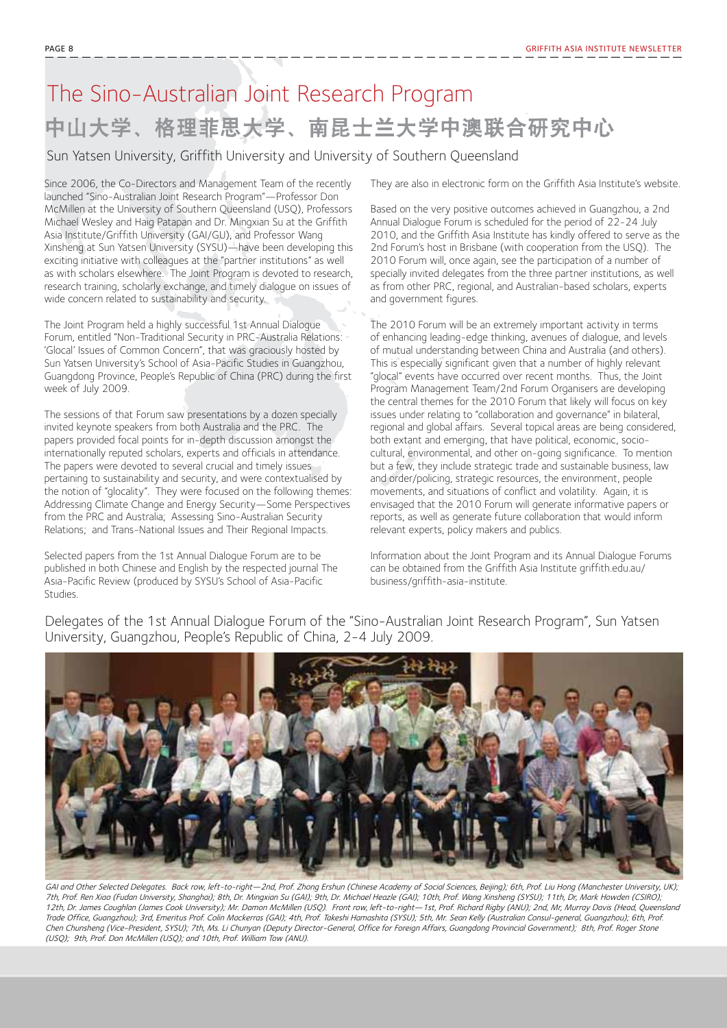# The Sino-Australian Joint Research Program

## 中山大学、格理菲思大学、南昆士兰大学中澳联合研究中心

Sun Yatsen University, Griffith University and University of Southern Queensland

Since 2006, the Co-Directors and Management Team of the recently launched "Sino-Australian Joint Research Program"—Professor Don McMillen at the University of Southern Queensland (USQ), Professors Michael Wesley and Haig Patapan and Dr. Mingxian Su at the Griffith Asia Institute/Griffith University (GAI/GU), and Professor Wang Xinsheng at Sun Yatsen University (SYSU)—have been developing this exciting initiative with colleagues at the "partner institutions" as well as with scholars elsewhere. The Joint Program is devoted to research, research training, scholarly exchange, and timely dialogue on issues of wide concern related to sustainability and security.

The Joint Program held a highly successful 1st Annual Dialogue Forum, entitled "Non-Traditional Security in PRC-Australia Relations: 'Glocal' Issues of Common Concern", that was graciously hosted by Sun Yatsen University's School of Asia-Pacific Studies in Guangzhou, Guangdong Province, People's Republic of China (PRC) during the first week of July 2009.

The sessions of that Forum saw presentations by a dozen specially invited keynote speakers from both Australia and the PRC. The papers provided focal points for in-depth discussion amongst the internationally reputed scholars, experts and officials in attendance. The papers were devoted to several crucial and timely issues pertaining to sustainability and security, and were contextualised by the notion of "glocality". They were focused on the following themes: Addressing Climate Change and Energy Security—Some Perspectives from the PRC and Australia; Assessing Sino-Australian Security Relations; and Trans-National Issues and Their Regional Impacts.

Selected papers from the 1st Annual Dialogue Forum are to be published in both Chinese and English by the respected journal The Asia-Pacific Review (produced by SYSU's School of Asia-Pacific Studies. They are also in electronic form on the Griffith Asia Institute's website.

Based on the very positive outcomes achieved in Guangzhou, a 2nd Annual Dialogue Forum is scheduled for the period of 22-24 July 2010, and the Griffith Asia Institute has kindly offered to serve as the 2nd Forum's host in Brisbane (with cooperation from the USQ). The 2010 Forum will, once again, see the participation of a number of specially invited delegates from the three partner institutions, as well as from other PRC, regional, and Australian-based scholars, experts and government figures.

The 2010 Forum will be an extremely important activity in terms of enhancing leading-edge thinking, avenues of dialogue, and levels of mutual understanding between China and Australia (and others). This is especially significant given that a number of highly relevant "glocal" events have occurred over recent months. Thus, the Joint Program Management Team/2nd Forum Organisers are developing the central themes for the 2010 Forum that likely will focus on key issues under relating to "collaboration and governance" in bilateral, regional and global affairs. Several topical areas are being considered, both extant and emerging, that have political, economic, socio-cultural, environmental, and other on-going significance. To mention but a few, they include strategic trade and sustainable business, law and order/policing, strategic resources, the environment, people movements, and situations of conflict and volatility. Again, it is envisaged that the 2010 Forum will generate informative papers or reports, as well as generate future collaboration that would inform relevant experts, policy makers and publics.

Information about the Joint Program and its Annual Dialogue Forums can be obtained from the Griffith Asia Institute griffith.edu.au/business/griffith-asia-institute.

Delegates of the 1st Annual Dialogue Forum of the "Sino-Australian Joint Research Program", Sun Yatsen University, Guangzhou, People's Republic of China, 2-4 July 2009.

*GAI and Other Selected Delegates. Back row, left-to-right—2nd, Prof. Zhong Ershun (Chinese Academy of Social Sciences, Beijing); 6th, Prof. Liu Hong (Manchester University, UK); 7th, Prof. Ren Xiao (Fudan University, Shanghai); 8th, Dr. Mingxian Su (GAI); 9th, Dr. Michael Heazle (GAI); 10th, Prof. Wang Xinsheng (SYSU); 11th, Dr, Mark Howden (CSIRO); 12th, Dr. James Coughlan (James Cook University); Mr. Damon McMillen (USQ). Front row, left-to-right—1st, Prof. Richard Rigby (ANU); 2nd, Mr, Murray Davis (Head, Queensland Trade Office, Guangzhou); 3rd, Emeritus Prof. Colin Mackerras (GAI); 4th, Prof. Takeshi Hamashita (SYSU); 5th, Mr. Sean Kelly (Australian Consul-general, Guangzhou); 6th, Prof. Chen Chunsheng (Vice-President, SYSU); 7th, Ms. Li Chunyan (Deputy Director-General, Office for Foreign Affairs, Guangdong Provincial Government); 8th, Prof. Roger Stone (USQ); 9th, Prof. Don McMillen (USQ); and 10th, Prof. William Tow (ANU).*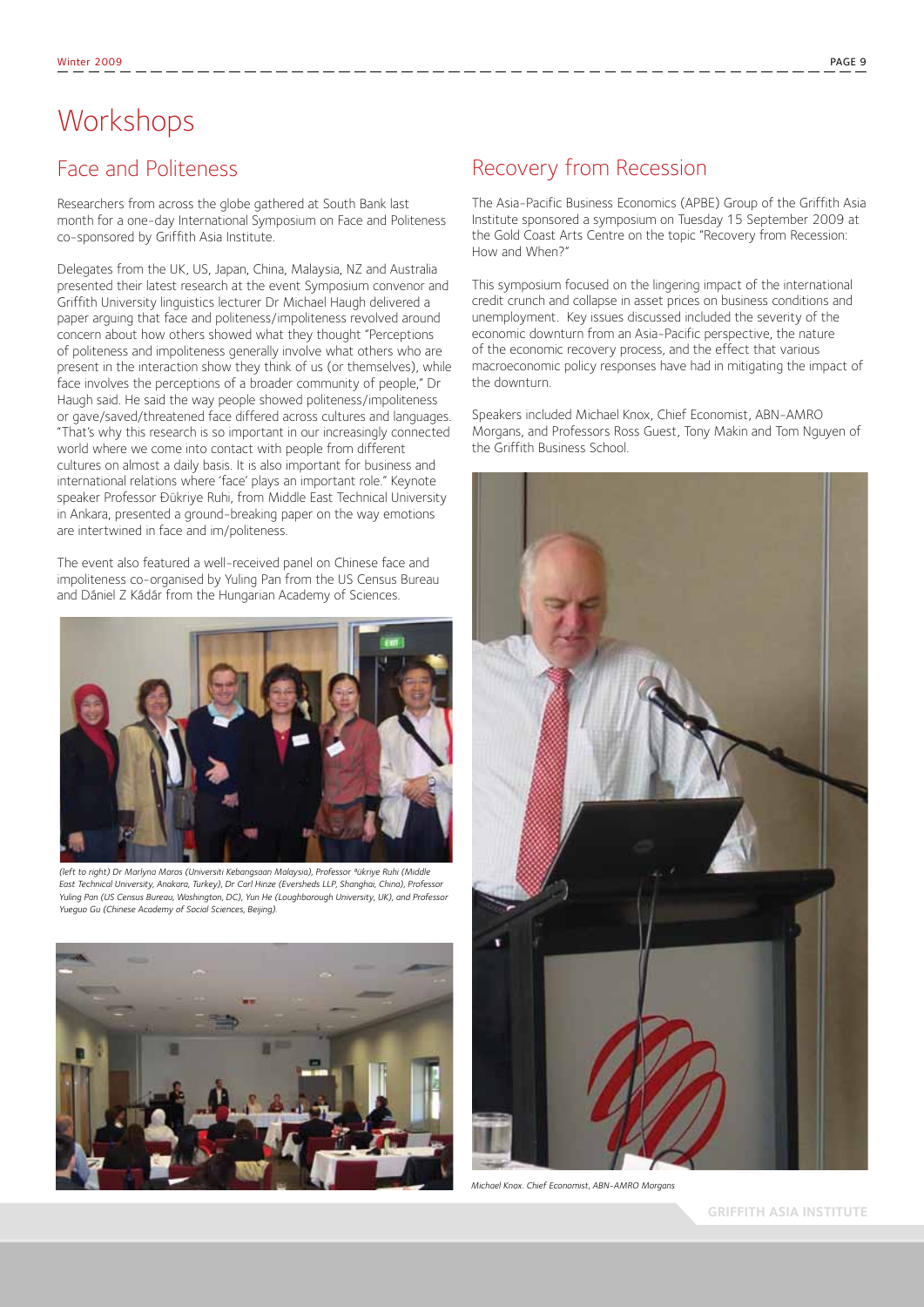# Workshops

## Face and Politeness

Researchers from across the globe gathered at South Bank last month for a one-day International Symposium on Face and Politeness co-sponsored by Griffith Asia Institute.

Delegates from the UK, US, Japan, China, Malaysia, NZ and Australia presented their latest research at the event Symposium convenor and Griffith University linguistics lecturer Dr Michael Haugh delivered a paper arguing that face and politeness/impoliteness revolved around concern about how others showed what they thought "Perceptions of politeness and impoliteness generally involve what others who are present in the interaction show they think of us (or themselves), while face involves the perceptions of a broader community of people," Dr Haugh said. He said the way people showed politeness/impoliteness or gave/saved/threatened face differed across cultures and languages. "That's why this research is so important in our increasingly connected world where we come into contact with people from different cultures on almost a daily basis. It is also important for business and international relations where 'face' plays an important role." Keynote speaker Professor Đükriye Ruhi, from Middle East Technical University in Ankara, presented a ground-breaking paper on the way emotions are intertwined in face and im/politeness.

The event also featured a well-received panel on Chinese face and impoliteness co-organised by Yuling Pan from the US Census Bureau and Dániel Z Kádár from the Hungarian Academy of Sciences.

*(left to right) Dr Marlyna Maros (Universiti Kebangsaan Malaysia), Professor ªükriye Ruhi (Middle East Technical University, Anakara, Turkey), Dr Carl Hinze (Eversheds LLP, Shanghai, China), Professor Yuling Pan (US Census Bureau, Washington, DC), Yun He (Loughborough University, UK), and Professor Yueguo Gu (Chinese Academy of Social Sciences, Beijing).*

## Recovery from Recession

The Asia-Pacific Business Economics (APBE) Group of the Griffith Asia Institute sponsored a symposium on Tuesday 15 September 2009 at the Gold Coast Arts Centre on the topic "Recovery from Recession: How and When?"

This symposium focused on the lingering impact of the international credit crunch and collapse in asset prices on business conditions and unemployment. Key issues discussed included the severity of the economic downturn from an Asia-Pacific perspective, the nature of the economic recovery process, and the effect that various macroeconomic policy responses have had in mitigating the impact of the downturn.

Speakers included Michael Knox, Chief Economist, ABN-AMRO Morgans, and Professors Ross Guest, Tony Makin and Tom Nguyen of the Griffith Business School.

*Michael Knox. Chief Economist, ABN-AMRO Morgans*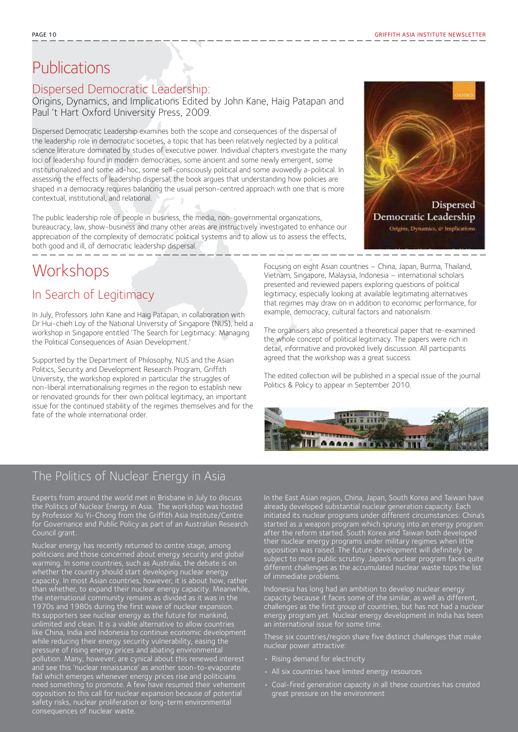# Publications

## Dispersed Democratic Leadership:

Origins, Dynamics, and Implications Edited by John Kane, Haig Patapan and Paul 't Hart Oxford University Press, 2009.

Dispersed Democratic Leadership examines both the scope and consequences of the dispersal of the leadership role in democratic societies, a topic that has been relatively neglected by a political science literature dominated by studies of executive power. Individual chapters investigate the many loci of leadership found in modern democracies, some ancient and some newly emergent, some institutionalized and some ad-hoc, some self-consciously political and some avowedly a-political. In assessing the effects of leadership dispersal, the book argues that understanding how policies are shaped in a democracy requires balancing the usual person-centred approach with one that is more contextual, institutional, and relational.

The public leadership role of people in business, the media, non-governmental organizations, bureaucracy, law, show-business and many other areas are instructively investigated to enhance our appreciation of the complexity of democratic political systems and to allow us to assess the effects, both good and ill, of democratic leadership dispersal.

# Workshops

## In Search of Legitimacy

In July, Professors John Kane and Haig Patapan, in collaboration with Dr Hui-chieh Loy of the National University of Singapore (NUS), held a workshop in Singapore entitled 'The Search for Legitimacy: Managing the Political Consequences of Asian Development.'

Supported by the Department of Philosophy, NUS and the Asian Politics, Security and Development Research Program, Griffith University, the workshop explored in particular the struggles of non-liberal internationalising regimes in the region to establish new or renovated grounds for their own political legitimacy, an important issue for the continued stability of the regimes themselves and for the fate of the whole international order.

Focusing on eight Asian countries – China, Japan, Burma, Thailand, Vietnam, Singapore, Malaysia, Indonesia – international scholars presented and reviewed papers exploring questions of political legitimacy, especially looking at available legitimating alternatives that regimes may draw on in addition to economic performance, for example, democracy, cultural factors and nationalism.

The organisers also presented a theoretical paper that re-examined the whole concept of political legitimacy. The papers were rich in detail, informative and provoked lively discussion. All participants agreed that the workshop was a great success.

The edited collection will be published in a special issue of the journal Politics & Policy to appear in September 2010.

## The Politics of Nuclear Energy in Asia

Experts from around the world met in Brisbane in July to discuss the Politics of Nuclear Energy in Asia. The workshop was hosted by Professor Xu Yi-Chong from the Griffith Asia Institute/Centre for Governance and Public Policy as part of an Australian Research Council grant.

Nuclear energy has recently returned to centre stage, among politicians and those concerned about energy security and global warming. In some countries, such as Australia, the debate is on whether the country should start developing nuclear energy capacity. In most Asian countries, however, it is about how, rather than whether, to expand their nuclear energy capacity. Meanwhile, the international community remains as divided as it was in the 1970s and 1980s during the first wave of nuclear expansion. Its supporters see nuclear energy as the future for mankind, unlimited and clean. It is a viable alternative to allow countries like China, India and Indonesia to continue economic development while reducing their energy security vulnerability, easing the pressure of rising energy prices and abating environmental pollution. Many, however, are cynical about this renewed interest and see this 'nuclear renaissance' as another soon-to-evaporate fad which emerges whenever energy prices rise and politicians need something to promote. A few have resumed their vehement opposition to this call for nuclear expansion because of potential safety risks, nuclear proliferation or long-term environmental consequences of nuclear waste.

In the East Asian region, China, Japan, South Korea and Taiwan have already developed substantial nuclear generation capacity. Each initiated its nuclear programs under different circumstances: China's started as a weapon program which sprung into an energy program after the reform started. South Korea and Taiwan both developed their nuclear energy programs under military regimes when little opposition was raised. The future development will definitely be subject to more public scrutiny. Japan's nuclear program faces quite different challenges as the accumulated nuclear waste tops the list of immediate problems.

Indonesia has long had an ambition to develop nuclear energy capacity because it faces some of the similar, as well as different, challenges as the first group of countries, but has not had a nuclear energy program yet. Nuclear energy development in India has been an international issue for some time.

These six countries/region share five distinct challenges that make nuclear power attractive:

- Rising demand for electricity
- All six countries have limited energy resources
- Coal-fired generation capacity in all these countries has created great pressure on the environment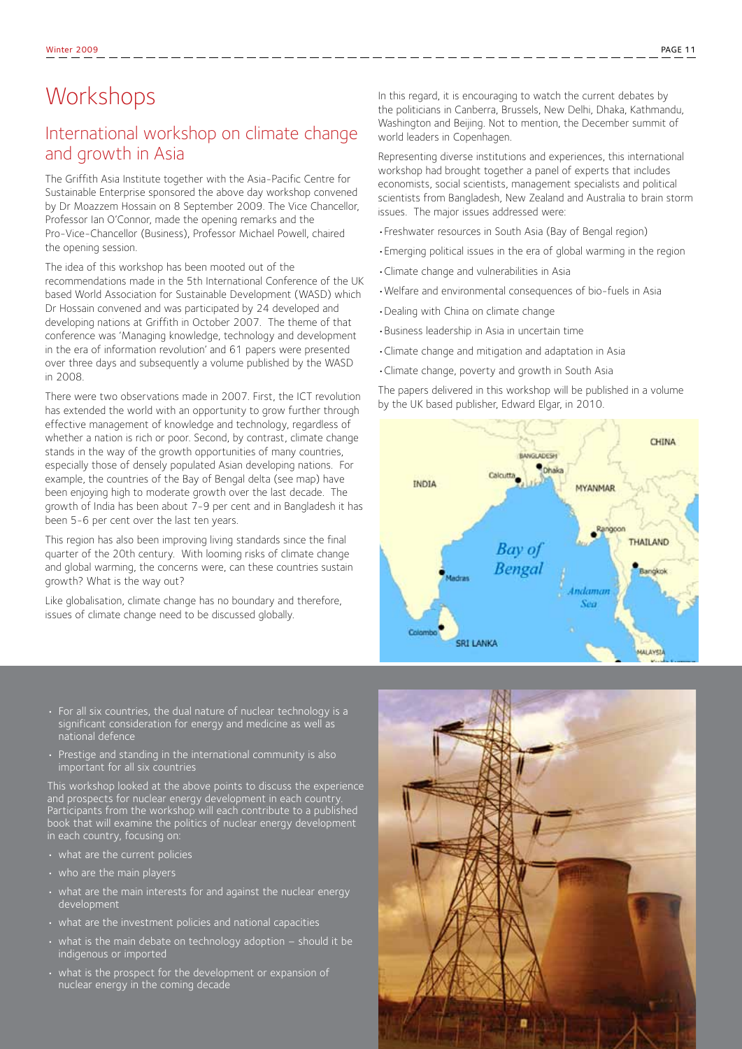# Workshops

## International workshop on climate change and growth in Asia

The Griffith Asia Institute together with the Asia-Pacific Centre for Sustainable Enterprise sponsored the above day workshop convened by Dr Moazzem Hossain on 8 September 2009. The Vice Chancellor, Professor Ian O'Connor, made the opening remarks and the Pro-Vice-Chancellor (Business), Professor Michael Powell, chaired the opening session.

The idea of this workshop has been mooted out of the recommendations made in the 5th International Conference of the UK based World Association for Sustainable Development (WASD) which Dr Hossain convened and was participated by 24 developed and developing nations at Griffith in October 2007. The theme of that conference was 'Managing knowledge, technology and development in the era of information revolution' and 61 papers were presented over three days and subsequently a volume published by the WASD in 2008.

There were two observations made in 2007. First, the ICT revolution has extended the world with an opportunity to grow further through effective management of knowledge and technology, regardless of whether a nation is rich or poor. Second, by contrast, climate change stands in the way of the growth opportunities of many countries, especially those of densely populated Asian developing nations. For example, the countries of the Bay of Bengal delta (see map) have been enjoying high to moderate growth over the last decade. The growth of India has been about 7-9 per cent and in Bangladesh it has been 5-6 per cent over the last ten years.

This region has also been improving living standards since the final quarter of the 20th century. With looming risks of climate change and global warming, the concerns were, can these countries sustain growth? What is the way out?

Like globalisation, climate change has no boundary and therefore, issues of climate change need to be discussed globally.

In this regard, it is encouraging to watch the current debates by the politicians in Canberra, Brussels, New Delhi, Dhaka, Kathmandu, Washington and Beijing. Not to mention, the December summit of world leaders in Copenhagen.

Representing diverse institutions and experiences, this international workshop had brought together a panel of experts that includes economists, social scientists, management specialists and political scientists from Bangladesh, New Zealand and Australia to brain storm issues. The major issues addressed were:

- Freshwater resources in South Asia (Bay of Bengal region)
- Emerging political issues in the era of global warming in the region
- Climate change and vulnerabilities in Asia
- Welfare and environmental consequences of bio-fuels in Asia
- Dealing with China on climate change
- Business leadership in Asia in uncertain time
- Climate change and mitigation and adaptation in Asia
- Climate change, poverty and growth in South Asia

The papers delivered in this workshop will be published in a volume by the UK based publisher, Edward Elgar, in 2010.

CHINA
BANGLADESH
Dhaka
Calcutta
INDIA
MYANMAR
Rangoon
THAILAND
Bay of Bengal
Bangkok
Madras
Andaman Sea
Colombo
SRI LANKA
MALAYSIA

- For all six countries, the dual nature of nuclear technology is a significant consideration for energy and medicine as well as national defence
- Prestige and standing in the international community is also important for all six countries

This workshop looked at the above points to discuss the experience and prospects for nuclear energy development in each country. Participants from the workshop will each contribute to a published book that will examine the politics of nuclear energy development in each country, focusing on:

- what are the current policies
- who are the main players
- what are the main interests for and against the nuclear energy development
- what are the investment policies and national capacities
- what is the main debate on technology adoption – should it be indigenous or imported
- what is the prospect for the development or expansion of nuclear energy in the coming decade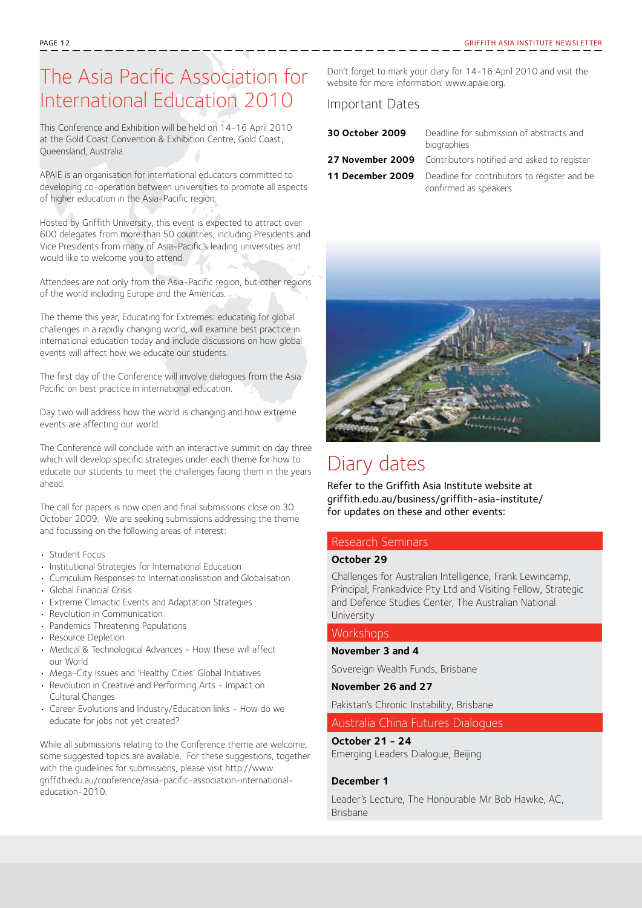# The Asia Pacific Association for International Education 2010

This Conference and Exhibition will be held on 14-16 April 2010 at the Gold Coast Convention & Exhibition Centre, Gold Coast, Queensland, Australia.

APAIE is an organisation for international educators committed to developing co-operation between universities to promote all aspects of higher education in the Asia-Pacific region.

Hosted by Griffith University, this event is expected to attract over 600 delegates from more than 50 countries, including Presidents and Vice Presidents from many of Asia-Pacific's leading universities and would like to welcome you to attend.

Attendees are not only from the Asia-Pacific region, but other regions of the world including Europe and the Americas.

The theme this year, Educating for Extremes: educating for global challenges in a rapidly changing world, will examine best practice in international education today and include discussions on how global events will affect how we educate our students.

The first day of the Conference will involve dialogues from the Asia Pacific on best practice in international education.

Day two will address how the world is changing and how extreme events are affecting our world.

The Conference will conclude with an interactive summit on day three which will develop specific strategies under each theme for how to educate our students to meet the challenges facing them in the years ahead.

The call for papers is now open and final submissions close on 30 October 2009. We are seeking submissions addressing the theme and focussing on the following areas of interest:

- Student Focus
- Institutional Strategies for International Education
- Curriculum Responses to Internationalisation and Globalisation
- Global Financial Crisis
- Extreme Climactic Events and Adaptation Strategies
- Revolution in Communication
- Pandemics Threatening Populations
- Resource Depletion
- Medical & Technological Advances - How these will affect our World
- Mega-City Issues and 'Healthy Cities' Global Initiatives
- Revolution in Creative and Performing Arts - Impact on Cultural Changes
- Career Evolutions and Industry/Education links - How do we educate for jobs not yet created?

While all submissions relating to the Conference theme are welcome, some suggested topics are available. For these suggestions, together with the guidelines for submissions, please visit http://www.griffith.edu.au/conference/asia-pacific-association-international-education-2010.

Don't forget to mark your diary for 14-16 April 2010 and visit the website for more information: www.apaie.org.

## Important Dates

| | |
|---|---|
| **30 October 2009** | Deadline for submission of abstracts and biographies |
| **27 November 2009** | Contributors notified and asked to register |
| **11 December 2009** | Deadline for contributors to register and be confirmed as speakers |

# Diary dates

Refer to the Griffith Asia Institute website at griffith.edu.au/business/griffith-asia-institute/ for updates on these and other events:

## Research Seminars

**October 29**

Challenges for Australian Intelligence, Frank Lewincamp, Principal, Frankadvice Pty Ltd and Visiting Fellow, Strategic and Defence Studies Center, The Australian National University

## Workshops

**November 3 and 4**

Sovereign Wealth Funds, Brisbane

**November 26 and 27**

Pakistan's Chronic Instability, Brisbane

## Australia China Futures Dialogues

**October 21 - 24**

Emerging Leaders Dialogue, Beijing

**December 1**

Leader's Lecture, The Honourable Mr Bob Hawke, AC, Brisbane